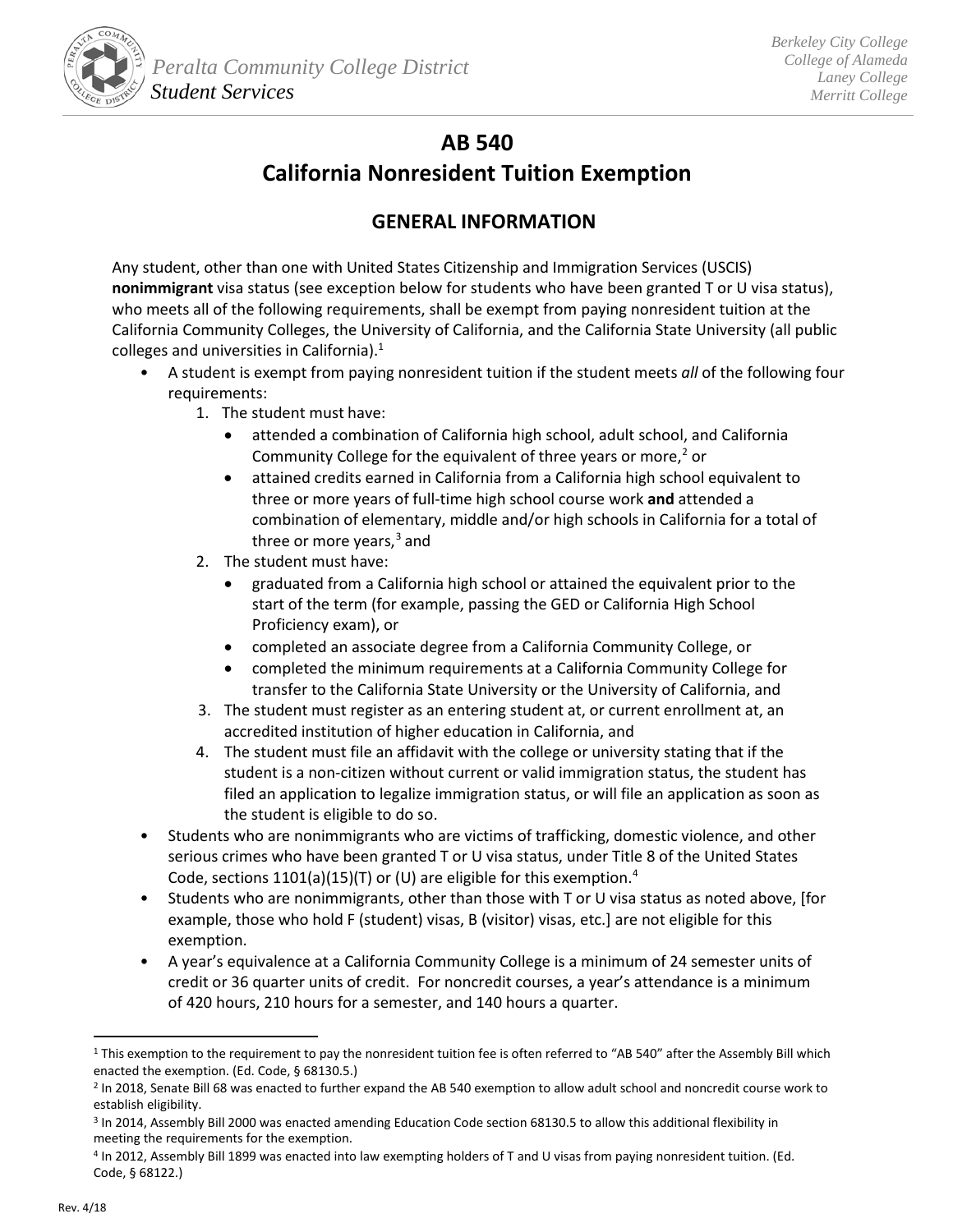Peralta Community College District
*Student Services*

*Berkeley City College*
*College of Alameda*
*Laney College*
*Merritt College*

# AB 540
# California Nonresident Tuition Exemption

## GENERAL INFORMATION

Any student, other than one with United States Citizenship and Immigration Services (USCIS) **nonimmigrant** visa status (see exception below for students who have been granted T or U visa status), who meets all of the following requirements, shall be exempt from paying nonresident tuition at the California Community Colleges, the University of California, and the California State University (all public colleges and universities in California).[1]

- A student is exempt from paying nonresident tuition if the student meets *all* of the following four requirements:
  1. The student must have:
     - attended a combination of California high school, adult school, and California Community College for the equivalent of three years or more,[2] or
     - attained credits earned in California from a California high school equivalent to three or more years of full-time high school course work **and** attended a combination of elementary, middle and/or high schools in California for a total of three or more years,[3] and
  2. The student must have:
     - graduated from a California high school or attained the equivalent prior to the start of the term (for example, passing the GED or California High School Proficiency exam), or
     - completed an associate degree from a California Community College, or
     - completed the minimum requirements at a California Community College for transfer to the California State University or the University of California, and
  3. The student must register as an entering student at, or current enrollment at, an accredited institution of higher education in California, and
  4. The student must file an affidavit with the college or university stating that if the student is a non-citizen without current or valid immigration status, the student has filed an application to legalize immigration status, or will file an application as soon as the student is eligible to do so.
- Students who are nonimmigrants who are victims of trafficking, domestic violence, and other serious crimes who have been granted T or U visa status, under Title 8 of the United States Code, sections 1101(a)(15)(T) or (U) are eligible for this exemption.[4]
- Students who are nonimmigrants, other than those with T or U visa status as noted above, [for example, those who hold F (student) visas, B (visitor) visas, etc.] are not eligible for this exemption.
- A year's equivalence at a California Community College is a minimum of 24 semester units of credit or 36 quarter units of credit. For noncredit courses, a year's attendance is a minimum of 420 hours, 210 hours for a semester, and 140 hours a quarter.

---

[1] This exemption to the requirement to pay the nonresident tuition fee is often referred to "AB 540" after the Assembly Bill which enacted the exemption. (Ed. Code, § 68130.5.)

[2] In 2018, Senate Bill 68 was enacted to further expand the AB 540 exemption to allow adult school and noncredit course work to establish eligibility.

[3] In 2014, Assembly Bill 2000 was enacted amending Education Code section 68130.5 to allow this additional flexibility in meeting the requirements for the exemption.

[4] In 2012, Assembly Bill 1899 was enacted into law exempting holders of T and U visas from paying nonresident tuition. (Ed. Code, § 68122.)

Rev. 4/18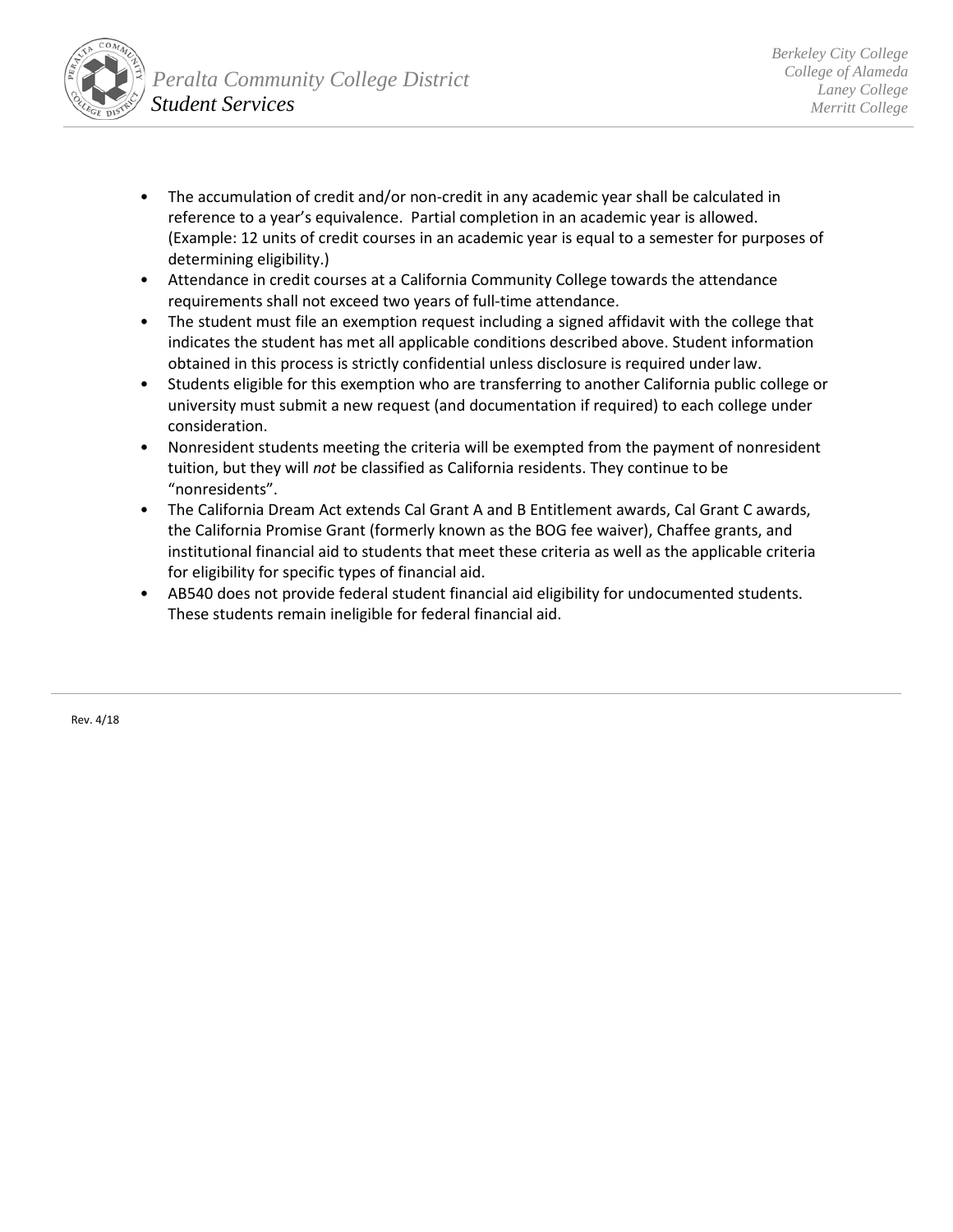- The accumulation of credit and/or non-credit in any academic year shall be calculated in reference to a year's equivalence. Partial completion in an academic year is allowed. (Example: 12 units of credit courses in an academic year is equal to a semester for purposes of determining eligibility.)
- Attendance in credit courses at a California Community College towards the attendance requirements shall not exceed two years of full-time attendance.
- The student must file an exemption request including a signed affidavit with the college that indicates the student has met all applicable conditions described above. Student information obtained in this process is strictly confidential unless disclosure is required under law.
- Students eligible for this exemption who are transferring to another California public college or university must submit a new request (and documentation if required) to each college under consideration.
- Nonresident students meeting the criteria will be exempted from the payment of nonresident tuition, but they will *not* be classified as California residents. They continue to be "nonresidents".
- The California Dream Act extends Cal Grant A and B Entitlement awards, Cal Grant C awards, the California Promise Grant (formerly known as the BOG fee waiver), Chaffee grants, and institutional financial aid to students that meet these criteria as well as the applicable criteria for eligibility for specific types of financial aid.
- AB540 does not provide federal student financial aid eligibility for undocumented students. These students remain ineligible for federal financial aid.

Rev. 4/18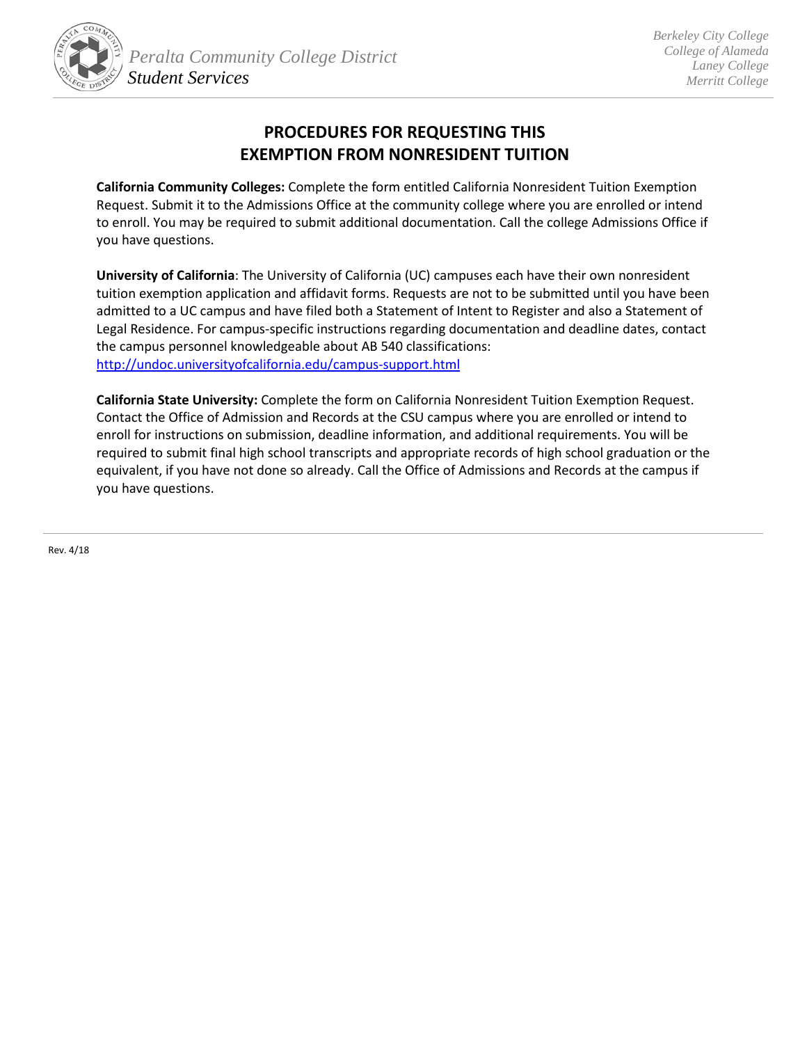# PROCEDURES FOR REQUESTING THIS EXEMPTION FROM NONRESIDENT TUITION

**California Community Colleges:** Complete the form entitled California Nonresident Tuition Exemption Request. Submit it to the Admissions Office at the community college where you are enrolled or intend to enroll. You may be required to submit additional documentation. Call the college Admissions Office if you have questions.

**University of California**: The University of California (UC) campuses each have their own nonresident tuition exemption application and affidavit forms. Requests are not to be submitted until you have been admitted to a UC campus and have filed both a Statement of Intent to Register and also a Statement of Legal Residence. For campus-specific instructions regarding documentation and deadline dates, contact the campus personnel knowledgeable about AB 540 classifications: http://undoc.universityofcalifornia.edu/campus-support.html

**California State University:** Complete the form on California Nonresident Tuition Exemption Request. Contact the Office of Admission and Records at the CSU campus where you are enrolled or intend to enroll for instructions on submission, deadline information, and additional requirements. You will be required to submit final high school transcripts and appropriate records of high school graduation or the equivalent, if you have not done so already. Call the Office of Admissions and Records at the campus if you have questions.

Rev. 4/18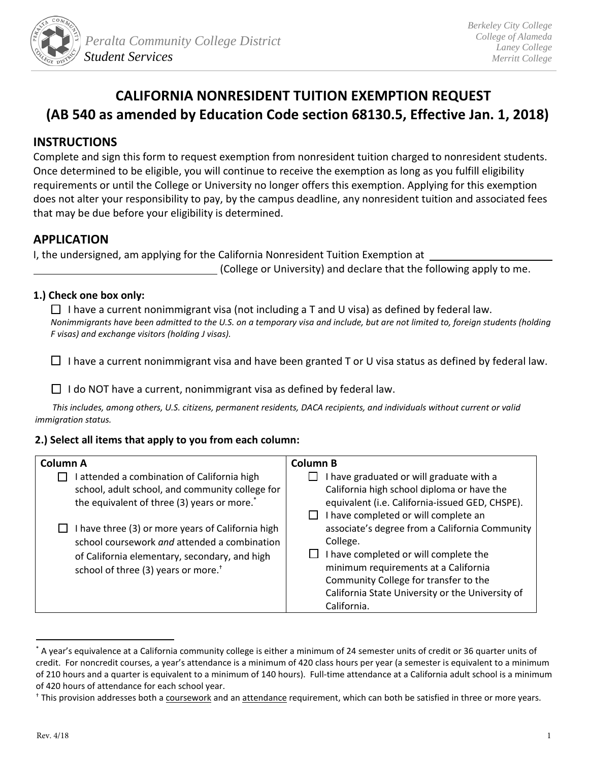Peralta Community College District
Student Services

Berkeley City College
College of Alameda
Laney College
Merritt College

# CALIFORNIA NONRESIDENT TUITION EXEMPTION REQUEST (AB 540 as amended by Education Code section 68130.5, Effective Jan. 1, 2018)

## INSTRUCTIONS

Complete and sign this form to request exemption from nonresident tuition charged to nonresident students. Once determined to be eligible, you will continue to receive the exemption as long as you fulfill eligibility requirements or until the College or University no longer offers this exemption. Applying for this exemption does not alter your responsibility to pay, by the campus deadline, any nonresident tuition and associated fees that may be due before your eligibility is determined.

## APPLICATION

I, the undersigned, am applying for the California Nonresident Tuition Exemption at ____________________ ________________________________ (College or University) and declare that the following apply to me.

**1.) Check one box only:**

☐ I have a current nonimmigrant visa (not including a T and U visa) as defined by federal law.
*Nonimmigrants have been admitted to the U.S. on a temporary visa and include, but are not limited to, foreign students (holding F visas) and exchange visitors (holding J visas).*

☐ I have a current nonimmigrant visa and have been granted T or U visa status as defined by federal law.

☐ I do NOT have a current, nonimmigrant visa as defined by federal law.

*This includes, among others, U.S. citizens, permanent residents, DACA recipients, and individuals without current or valid immigration status.*

**2.) Select all items that apply to you from each column:**

| Column A | Column B |
|---|---|
| ☐ I attended a combination of California high school, adult school, and community college for the equivalent of three (3) years or more.[*] | ☐ I have graduated or will graduate with a California high school diploma or have the equivalent (i.e. California-issued GED, CHSPE). |
| ☐ I have three (3) or more years of California high school coursework *and* attended a combination of California elementary, secondary, and high school of three (3) years or more.[†] | ☐ I have completed or will complete an associate's degree from a California Community College. |
| | ☐ I have completed or will complete the minimum requirements at a California Community College for transfer to the California State University or the University of California. |

[*] A year's equivalence at a California community college is either a minimum of 24 semester units of credit or 36 quarter units of credit. For noncredit courses, a year's attendance is a minimum of 420 class hours per year (a semester is equivalent to a minimum of 210 hours and a quarter is equivalent to a minimum of 140 hours). Full-time attendance at a California adult school is a minimum of 420 hours of attendance for each school year.

[†] This provision addresses both a coursework and an attendance requirement, which can both be satisfied in three or more years.

Rev. 4/18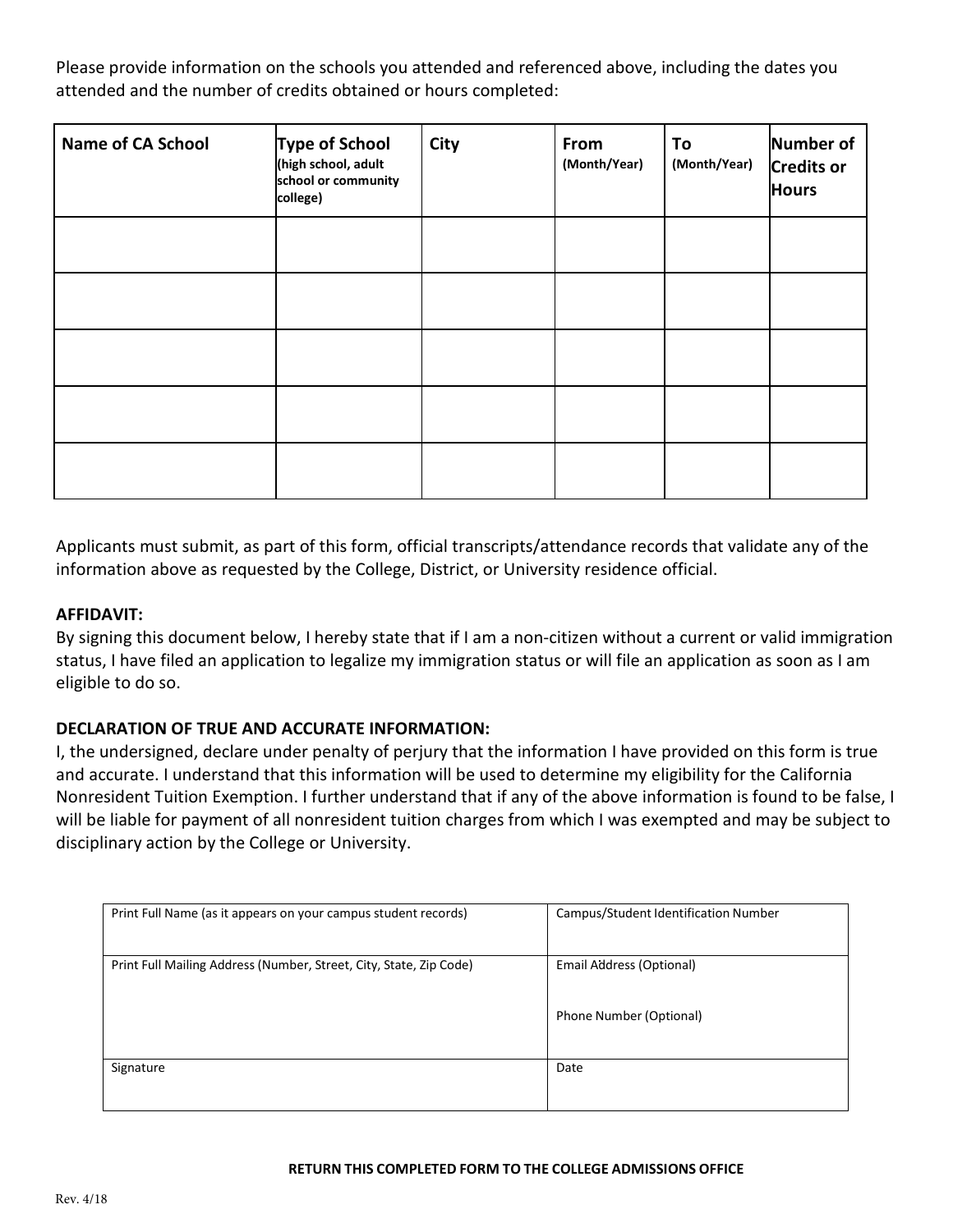Please provide information on the schools you attended and referenced above, including the dates you attended and the number of credits obtained or hours completed:

| Name of CA School | Type of School (high school, adult school or community college) | City | From (Month/Year) | To (Month/Year) | Number of Credits or Hours |
|---|---|---|---|---|---|
| | | | | | |
| | | | | | |
| | | | | | |
| | | | | | |
| | | | | | |

Applicants must submit, as part of this form, official transcripts/attendance records that validate any of the information above as requested by the College, District, or University residence official.

**AFFIDAVIT:**
By signing this document below, I hereby state that if I am a non-citizen without a current or valid immigration status, I have filed an application to legalize my immigration status or will file an application as soon as I am eligible to do so.

**DECLARATION OF TRUE AND ACCURATE INFORMATION:**
I, the undersigned, declare under penalty of perjury that the information I have provided on this form is true and accurate. I understand that this information will be used to determine my eligibility for the California Nonresident Tuition Exemption. I further understand that if any of the above information is found to be false, I will be liable for payment of all nonresident tuition charges from which I was exempted and may be subject to disciplinary action by the College or University.

| Print Full Name (as it appears on your campus student records) | Campus/Student Identification Number |
|---|---|
| Print Full Mailing Address (Number, Street, City, State, Zip Code) | Email Address (Optional)<br><br>Phone Number (Optional) |
| Signature | Date |

**RETURN THIS COMPLETED FORM TO THE COLLEGE ADMISSIONS OFFICE**

Rev. 4/18